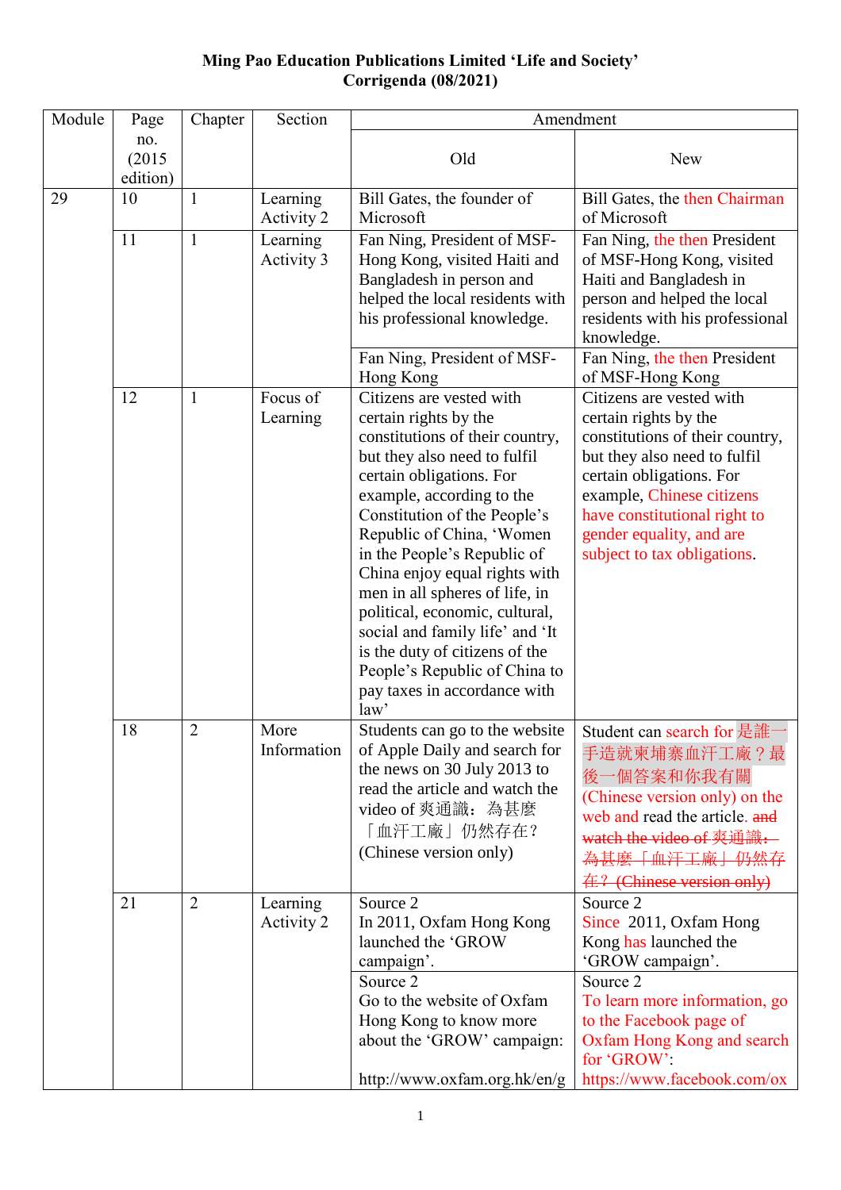**Ming Pao Education Publications Limited 'Life and Society'**
**Corrigenda (08/2021)**

| Module | Page no. (2015 edition) | Chapter | Section | Amendment | |
|---|---|---|---|---|---|
| | | | | Old | New |
| 29 | 10 | 1 | Learning Activity 2 | Bill Gates, the founder of Microsoft | Bill Gates, the then Chairman of Microsoft |
| | 11 | 1 | Learning Activity 3 | Fan Ning, President of MSF-Hong Kong, visited Haiti and Bangladesh in person and helped the local residents with his professional knowledge. | Fan Ning, the then President of MSF-Hong Kong, visited Haiti and Bangladesh in person and helped the local residents with his professional knowledge. |
| | | | | Fan Ning, President of MSF-Hong Kong | Fan Ning, the then President of MSF-Hong Kong |
| | 12 | 1 | Focus of Learning | Citizens are vested with certain rights by the constitutions of their country, but they also need to fulfil certain obligations. For example, according to the Constitution of the People's Republic of China, 'Women in the People's Republic of China enjoy equal rights with men in all spheres of life, in political, economic, cultural, social and family life' and 'It is the duty of citizens of the People's Republic of China to pay taxes in accordance with law' | Citizens are vested with certain rights by the constitutions of their country, but they also need to fulfil certain obligations. For example, Chinese citizens have constitutional right to gender equality, and are subject to tax obligations. |
| | 18 | 2 | More Information | Students can go to the website of Apple Daily and search for the news on 30 July 2013 to read the article and watch the video of 爽通識：為甚麼「血汗工廠」仍然存在？(Chinese version only) | Student can search for 是誰一手造就柬埔寨血汗工廠？最後一個答案和你我有關 (Chinese version only) on the web and read the article. ~~and watch the video of 爽通識：為甚麼「血汗工廠」仍然存在？(Chinese version only)~~ |
| | 21 | 2 | Learning Activity 2 | Source 2<br>In 2011, Oxfam Hong Kong launched the 'GROW campaign'. | Source 2<br>Since 2011, Oxfam Hong Kong has launched the 'GROW campaign'. |
| | | | | Source 2<br>Go to the website of Oxfam Hong Kong to know more about the 'GROW' campaign:<br><br>http://www.oxfam.org.hk/en/g | Source 2<br>To learn more information, go to the Facebook page of Oxfam Hong Kong and search for 'GROW':<br>https://www.facebook.com/ox |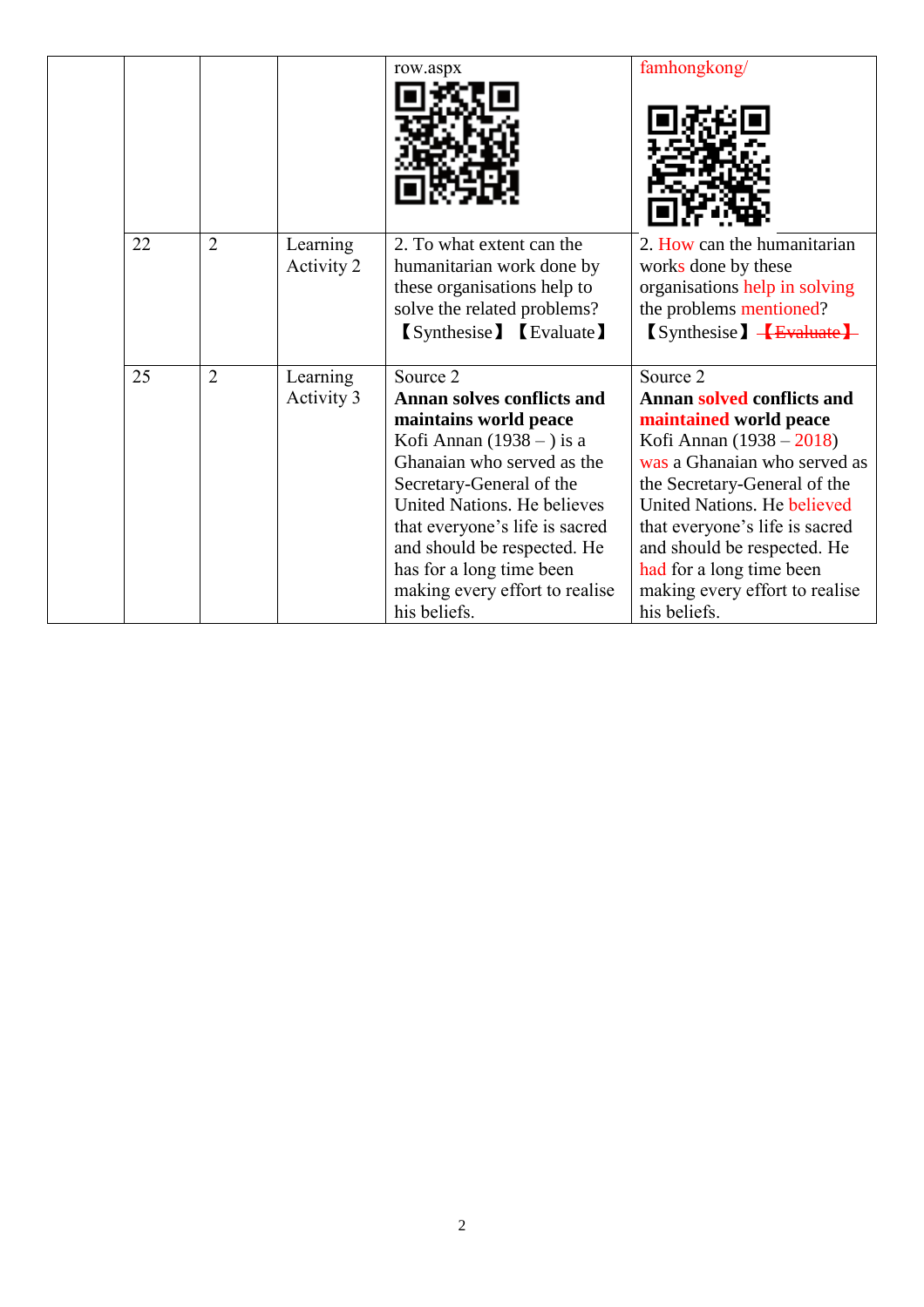| | | | | |
|---|---|---|---|---|
| | | | row.aspx | famhongkong/ |
| 22 | 2 | Learning Activity 2 | 2. To what extent can the humanitarian work done by these organisations help to solve the related problems? 【Synthesise】【Evaluate】 | 2. How can the humanitarian works done by these organisations help in solving the problems mentioned? 【Synthesise】 ~~【Evaluate】~~ |
| 25 | 2 | Learning Activity 3 | Source 2<br>**Annan solves conflicts and maintains world peace**<br>Kofi Annan (1938 – ) is a Ghanaian who served as the Secretary-General of the United Nations. He believes that everyone's life is sacred and should be respected. He has for a long time been making every effort to realise his beliefs. | Source 2<br>**Annan solved conflicts and maintained world peace**<br>Kofi Annan (1938 – 2018) was a Ghanaian who served as the Secretary-General of the United Nations. He believed that everyone's life is sacred and should be respected. He had for a long time been making every effort to realise his beliefs. |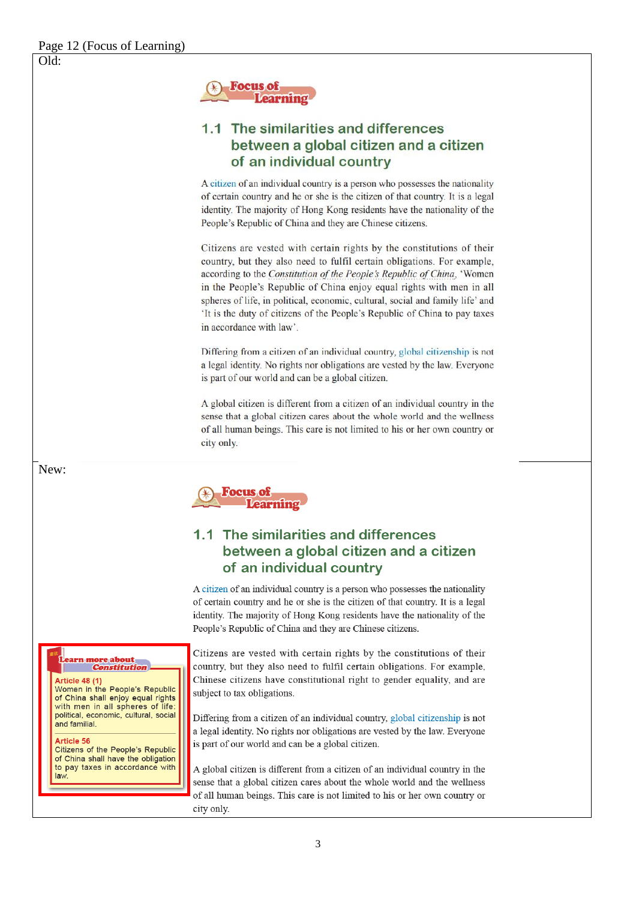Page 12 (Focus of Learning)

Old:

**Focus of Learning**

## 1.1 The similarities and differences between a global citizen and a citizen of an individual country

A citizen of an individual country is a person who possesses the nationality of certain country and he or she is the citizen of that country. It is a legal identity. The majority of Hong Kong residents have the nationality of the People's Republic of China and they are Chinese citizens.

Citizens are vested with certain rights by the constitutions of their country, but they also need to fulfil certain obligations. For example, according to the *Constitution of the People's Republic of China*, 'Women in the People's Republic of China enjoy equal rights with men in all spheres of life, in political, economic, cultural, social and family life' and 'It is the duty of citizens of the People's Republic of China to pay taxes in accordance with law'.

Differing from a citizen of an individual country, global citizenship is not a legal identity. No rights nor obligations are vested by the law. Everyone is part of our world and can be a global citizen.

A global citizen is different from a citizen of an individual country in the sense that a global citizen cares about the whole world and the wellness of all human beings. This care is not limited to his or her own country or city only.

New:

**Focus of Learning**

## 1.1 The similarities and differences between a global citizen and a citizen of an individual country

A citizen of an individual country is a person who possesses the nationality of certain country and he or she is the citizen of that country. It is a legal identity. The majority of Hong Kong residents have the nationality of the People's Republic of China and they are Chinese citizens.

Citizens are vested with certain rights by the constitutions of their country, but they also need to fulfil certain obligations. For example, Chinese citizens have constitutional right to gender equality, and are subject to tax obligations.

Differing from a citizen of an individual country, global citizenship is not a legal identity. No rights nor obligations are vested by the law. Everyone is part of our world and can be a global citizen.

A global citizen is different from a citizen of an individual country in the sense that a global citizen cares about the whole world and the wellness of all human beings. This care is not limited to his or her own country or city only.

> **Learn more about Constitution**
>
> **Article 48 (1)**
> Women in the People's Republic of China shall enjoy equal rights with men in all spheres of life: political, economic, cultural, social and familial.
>
> **Article 56**
> Citizens of the People's Republic of China shall have the obligation to pay taxes in accordance with law.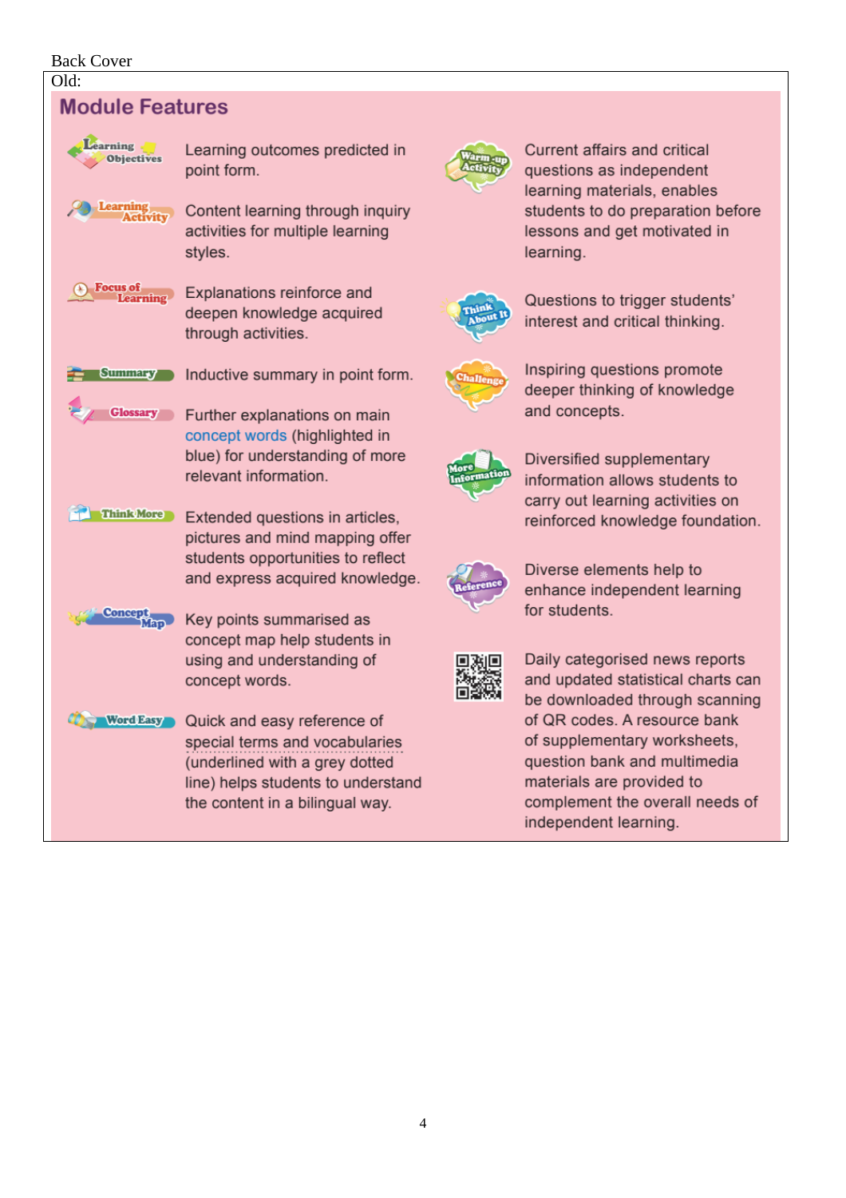Back Cover

Old:

## Module Features

| Feature | Description |
|---|---|
| Learning Objectives | Learning outcomes predicted in point form. |
| Learning Activity | Content learning through inquiry activities for multiple learning styles. |
| Focus of Learning | Explanations reinforce and deepen knowledge acquired through activities. |
| Summary | Inductive summary in point form. |
| Glossary | Further explanations on main concept words (highlighted in blue) for understanding of more relevant information. |
| Think More | Extended questions in articles, pictures and mind mapping offer students opportunities to reflect and express acquired knowledge. |
| Concept Map | Key points summarised as concept map help students in using and understanding of concept words. |
| Word Easy | Quick and easy reference of special terms and vocabularies (underlined with a grey dotted line) helps students to understand the content in a bilingual way. |
| Warm-up Activity | Current affairs and critical questions as independent learning materials, enables students to do preparation before lessons and get motivated in learning. |
| Think About It | Questions to trigger students' interest and critical thinking. |
| Challenge | Inspiring questions promote deeper thinking of knowledge and concepts. |
| More Information | Diversified supplementary information allows students to carry out learning activities on reinforced knowledge foundation. |
| Reference | Diverse elements help to enhance independent learning for students. |
| QR code | Daily categorised news reports and updated statistical charts can be downloaded through scanning of QR codes. A resource bank of supplementary worksheets, question bank and multimedia materials are provided to complement the overall needs of independent learning. |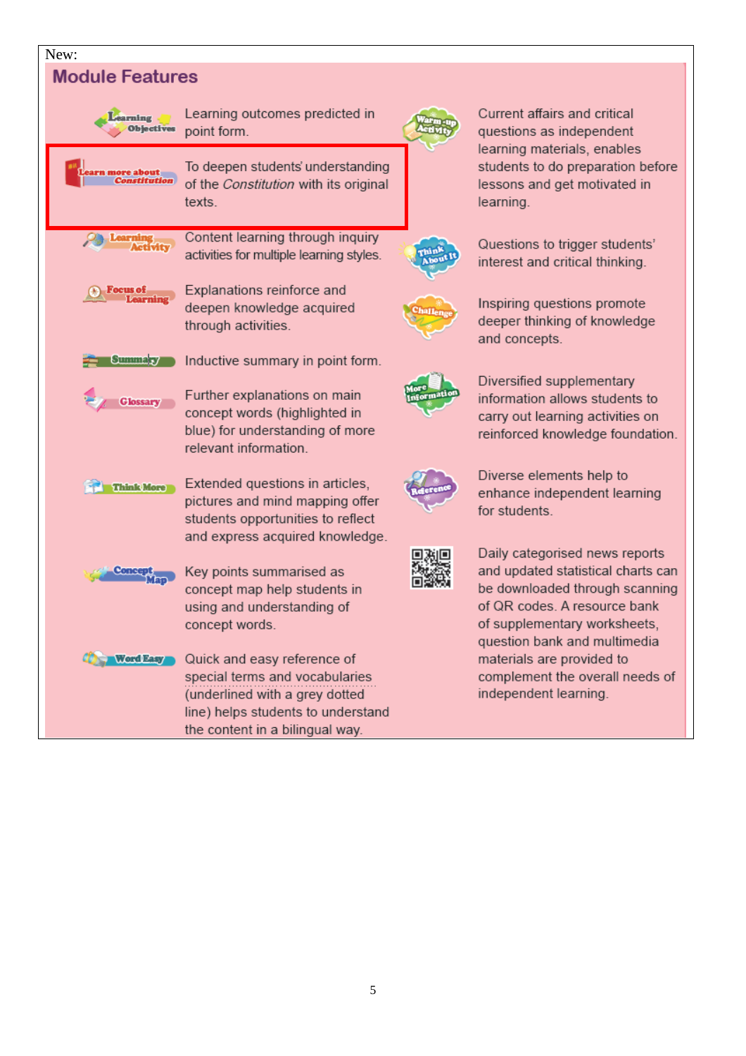New:

## Module Features

**Learning Objectives** — Learning outcomes predicted in point form.

**Learn more about Constitution** — To deepen students' understanding of the *Constitution* with its original texts.

**Learning Activity** — Content learning through inquiry activities for multiple learning styles.

**Focus of Learning** — Explanations reinforce and deepen knowledge acquired through activities.

**Summary** — Inductive summary in point form.

**Glossary** — Further explanations on main concept words (highlighted in blue) for understanding of more relevant information.

**Think More** — Extended questions in articles, pictures and mind mapping offer students opportunities to reflect and express acquired knowledge.

**Concept Map** — Key points summarised as concept map help students in using and understanding of concept words.

**Word Easy** — Quick and easy reference of special terms and vocabularies (underlined with a grey dotted line) helps students to understand the content in a bilingual way.

**Warm-up Activity** — Current affairs and critical questions as independent learning materials, enables students to do preparation before lessons and get motivated in learning.

**Think About It** — Questions to trigger students' interest and critical thinking.

**Challenge** — Inspiring questions promote deeper thinking of knowledge and concepts.

**More Information** — Diversified supplementary information allows students to carry out learning activities on reinforced knowledge foundation.

**Reference** — Diverse elements help to enhance independent learning for students.

**QR code** — Daily categorised news reports and updated statistical charts can be downloaded through scanning of QR codes. A resource bank of supplementary worksheets, question bank and multimedia materials are provided to complement the overall needs of independent learning.